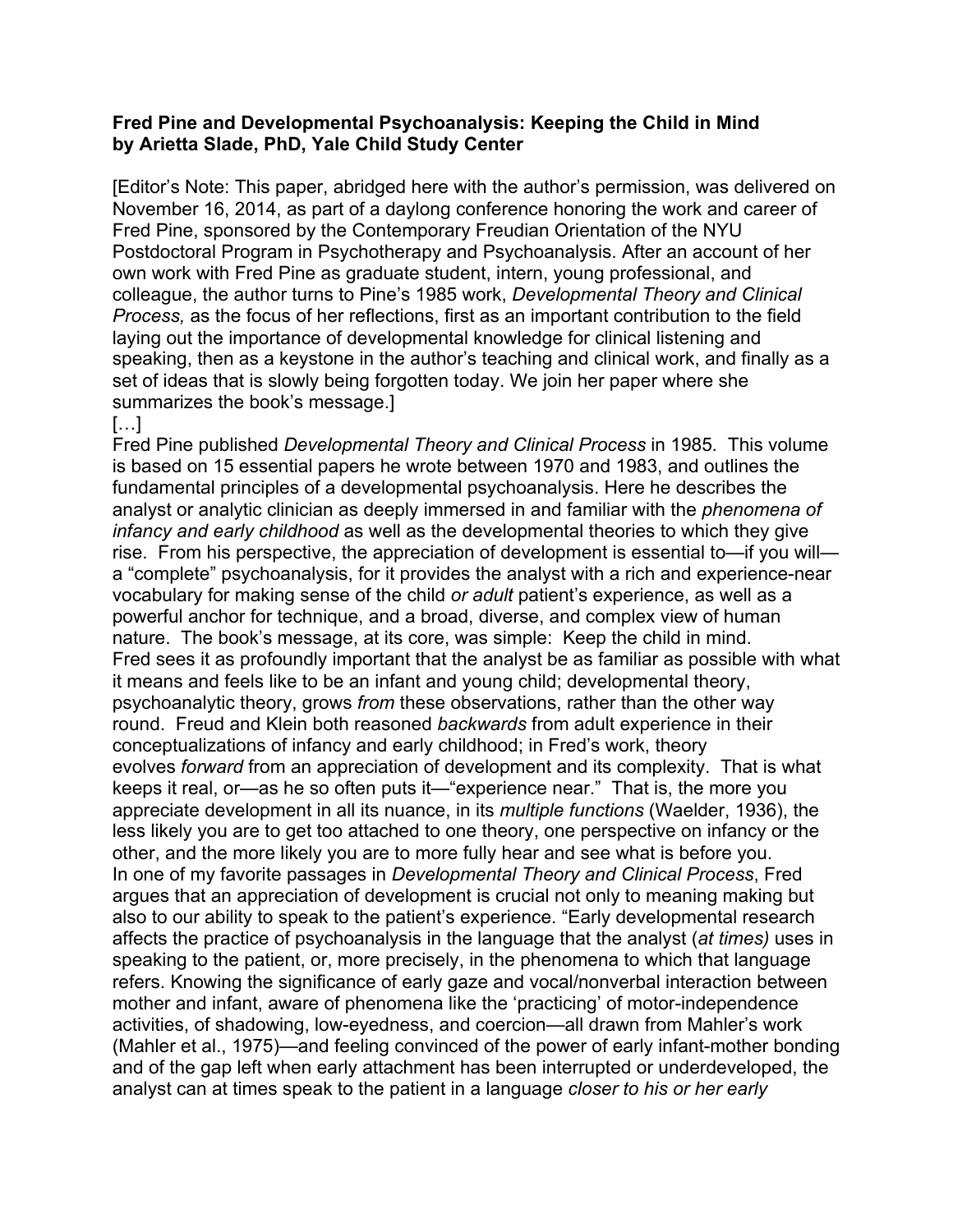**Fred Pine and Developmental Psychoanalysis: Keeping the Child in Mind**
**by Arietta Slade, PhD, Yale Child Study Center**

[Editor's Note: This paper, abridged here with the author's permission, was delivered on November 16, 2014, as part of a daylong conference honoring the work and career of Fred Pine, sponsored by the Contemporary Freudian Orientation of the NYU Postdoctoral Program in Psychotherapy and Psychoanalysis. After an account of her own work with Fred Pine as graduate student, intern, young professional, and colleague, the author turns to Pine's 1985 work, *Developmental Theory and Clinical Process,* as the focus of her reflections, first as an important contribution to the field laying out the importance of developmental knowledge for clinical listening and speaking, then as a keystone in the author's teaching and clinical work, and finally as a set of ideas that is slowly being forgotten today. We join her paper where she summarizes the book's message.]

[…]

Fred Pine published *Developmental Theory and Clinical Process* in 1985. This volume is based on 15 essential papers he wrote between 1970 and 1983, and outlines the fundamental principles of a developmental psychoanalysis. Here he describes the analyst or analytic clinician as deeply immersed in and familiar with the *phenomena of infancy and early childhood* as well as the developmental theories to which they give rise. From his perspective, the appreciation of development is essential to—if you will—a "complete" psychoanalysis, for it provides the analyst with a rich and experience-near vocabulary for making sense of the child *or adult* patient's experience, as well as a powerful anchor for technique, and a broad, diverse, and complex view of human nature. The book's message, at its core, was simple: Keep the child in mind.

Fred sees it as profoundly important that the analyst be as familiar as possible with what it means and feels like to be an infant and young child; developmental theory, psychoanalytic theory, grows *from* these observations, rather than the other way round. Freud and Klein both reasoned *backwards* from adult experience in their conceptualizations of infancy and early childhood; in Fred's work, theory evolves *forward* from an appreciation of development and its complexity. That is what keeps it real, or—as he so often puts it—"experience near." That is, the more you appreciate development in all its nuance, in its *multiple functions* (Waelder, 1936), the less likely you are to get too attached to one theory, one perspective on infancy or the other, and the more likely you are to more fully hear and see what is before you.

In one of my favorite passages in *Developmental Theory and Clinical Process*, Fred argues that an appreciation of development is crucial not only to meaning making but also to our ability to speak to the patient's experience. "Early developmental research affects the practice of psychoanalysis in the language that the analyst (*at times)* uses in speaking to the patient, or, more precisely, in the phenomena to which that language refers. Knowing the significance of early gaze and vocal/nonverbal interaction between mother and infant, aware of phenomena like the 'practicing' of motor-independence activities, of shadowing, low-eyedness, and coercion—all drawn from Mahler's work (Mahler et al., 1975)—and feeling convinced of the power of early infant-mother bonding and of the gap left when early attachment has been interrupted or underdeveloped, the analyst can at times speak to the patient in a language *closer to his or her early*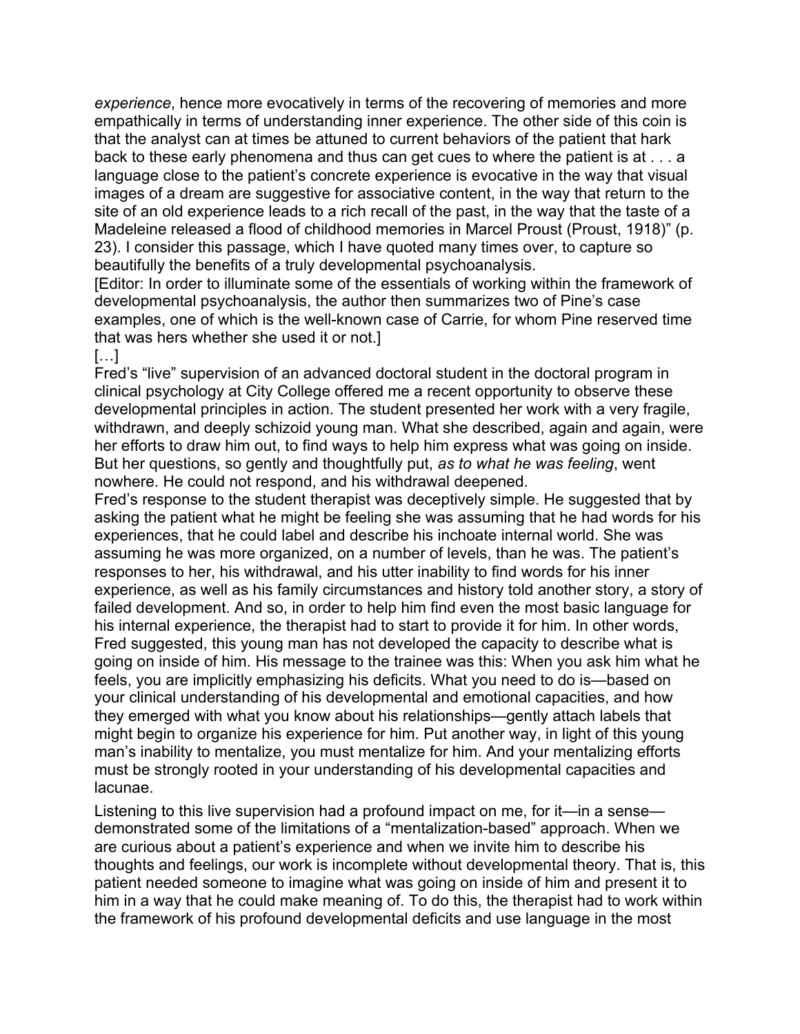*experience*, hence more evocatively in terms of the recovering of memories and more empathically in terms of understanding inner experience. The other side of this coin is that the analyst can at times be attuned to current behaviors of the patient that hark back to these early phenomena and thus can get cues to where the patient is at . . . a language close to the patient's concrete experience is evocative in the way that visual images of a dream are suggestive for associative content, in the way that return to the site of an old experience leads to a rich recall of the past, in the way that the taste of a Madeleine released a flood of childhood memories in Marcel Proust (Proust, 1918)" (p. 23). I consider this passage, which I have quoted many times over, to capture so beautifully the benefits of a truly developmental psychoanalysis.

[Editor: In order to illuminate some of the essentials of working within the framework of developmental psychoanalysis, the author then summarizes two of Pine's case examples, one of which is the well-known case of Carrie, for whom Pine reserved time that was hers whether she used it or not.]

[…]

Fred's "live" supervision of an advanced doctoral student in the doctoral program in clinical psychology at City College offered me a recent opportunity to observe these developmental principles in action. The student presented her work with a very fragile, withdrawn, and deeply schizoid young man. What she described, again and again, were her efforts to draw him out, to find ways to help him express what was going on inside. But her questions, so gently and thoughtfully put, *as to what he was feeling*, went nowhere. He could not respond, and his withdrawal deepened.

Fred's response to the student therapist was deceptively simple. He suggested that by asking the patient what he might be feeling she was assuming that he had words for his experiences, that he could label and describe his inchoate internal world. She was assuming he was more organized, on a number of levels, than he was. The patient's responses to her, his withdrawal, and his utter inability to find words for his inner experience, as well as his family circumstances and history told another story, a story of failed development. And so, in order to help him find even the most basic language for his internal experience, the therapist had to start to provide it for him. In other words, Fred suggested, this young man has not developed the capacity to describe what is going on inside of him. His message to the trainee was this: When you ask him what he feels, you are implicitly emphasizing his deficits. What you need to do is—based on your clinical understanding of his developmental and emotional capacities, and how they emerged with what you know about his relationships—gently attach labels that might begin to organize his experience for him. Put another way, in light of this young man's inability to mentalize, you must mentalize for him. And your mentalizing efforts must be strongly rooted in your understanding of his developmental capacities and lacunae.

Listening to this live supervision had a profound impact on me, for it—in a sense—demonstrated some of the limitations of a "mentalization-based" approach. When we are curious about a patient's experience and when we invite him to describe his thoughts and feelings, our work is incomplete without developmental theory. That is, this patient needed someone to imagine what was going on inside of him and present it to him in a way that he could make meaning of. To do this, the therapist had to work within the framework of his profound developmental deficits and use language in the most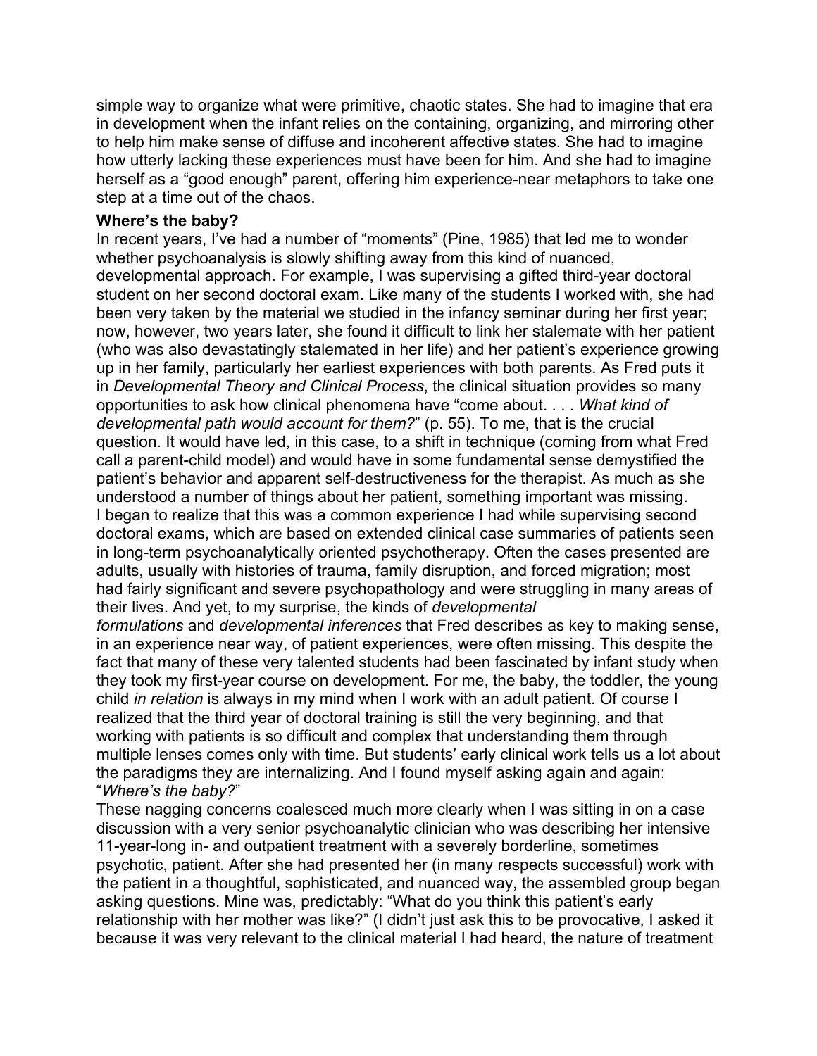simple way to organize what were primitive, chaotic states. She had to imagine that era in development when the infant relies on the containing, organizing, and mirroring other to help him make sense of diffuse and incoherent affective states. She had to imagine how utterly lacking these experiences must have been for him. And she had to imagine herself as a "good enough" parent, offering him experience-near metaphors to take one step at a time out of the chaos.

**Where's the baby?**

In recent years, I've had a number of "moments" (Pine, 1985) that led me to wonder whether psychoanalysis is slowly shifting away from this kind of nuanced, developmental approach. For example, I was supervising a gifted third-year doctoral student on her second doctoral exam. Like many of the students I worked with, she had been very taken by the material we studied in the infancy seminar during her first year; now, however, two years later, she found it difficult to link her stalemate with her patient (who was also devastatingly stalemated in her life) and her patient's experience growing up in her family, particularly her earliest experiences with both parents. As Fred puts it in *Developmental Theory and Clinical Process*, the clinical situation provides so many opportunities to ask how clinical phenomena have "come about. . . . *What kind of developmental path would account for them?*" (p. 55). To me, that is the crucial question. It would have led, in this case, to a shift in technique (coming from what Fred call a parent-child model) and would have in some fundamental sense demystified the patient's behavior and apparent self-destructiveness for the therapist. As much as she understood a number of things about her patient, something important was missing.

I began to realize that this was a common experience I had while supervising second doctoral exams, which are based on extended clinical case summaries of patients seen in long-term psychoanalytically oriented psychotherapy. Often the cases presented are adults, usually with histories of trauma, family disruption, and forced migration; most had fairly significant and severe psychopathology and were struggling in many areas of their lives. And yet, to my surprise, the kinds of *developmental formulations* and *developmental inferences* that Fred describes as key to making sense, in an experience near way, of patient experiences, were often missing. This despite the fact that many of these very talented students had been fascinated by infant study when they took my first-year course on development. For me, the baby, the toddler, the young child *in relation* is always in my mind when I work with an adult patient. Of course I realized that the third year of doctoral training is still the very beginning, and that working with patients is so difficult and complex that understanding them through multiple lenses comes only with time. But students' early clinical work tells us a lot about the paradigms they are internalizing. And I found myself asking again and again: "*Where's the baby?*"

These nagging concerns coalesced much more clearly when I was sitting in on a case discussion with a very senior psychoanalytic clinician who was describing her intensive 11-year-long in- and outpatient treatment with a severely borderline, sometimes psychotic, patient. After she had presented her (in many respects successful) work with the patient in a thoughtful, sophisticated, and nuanced way, the assembled group began asking questions. Mine was, predictably: "What do you think this patient's early relationship with her mother was like?" (I didn't just ask this to be provocative, I asked it because it was very relevant to the clinical material I had heard, the nature of treatment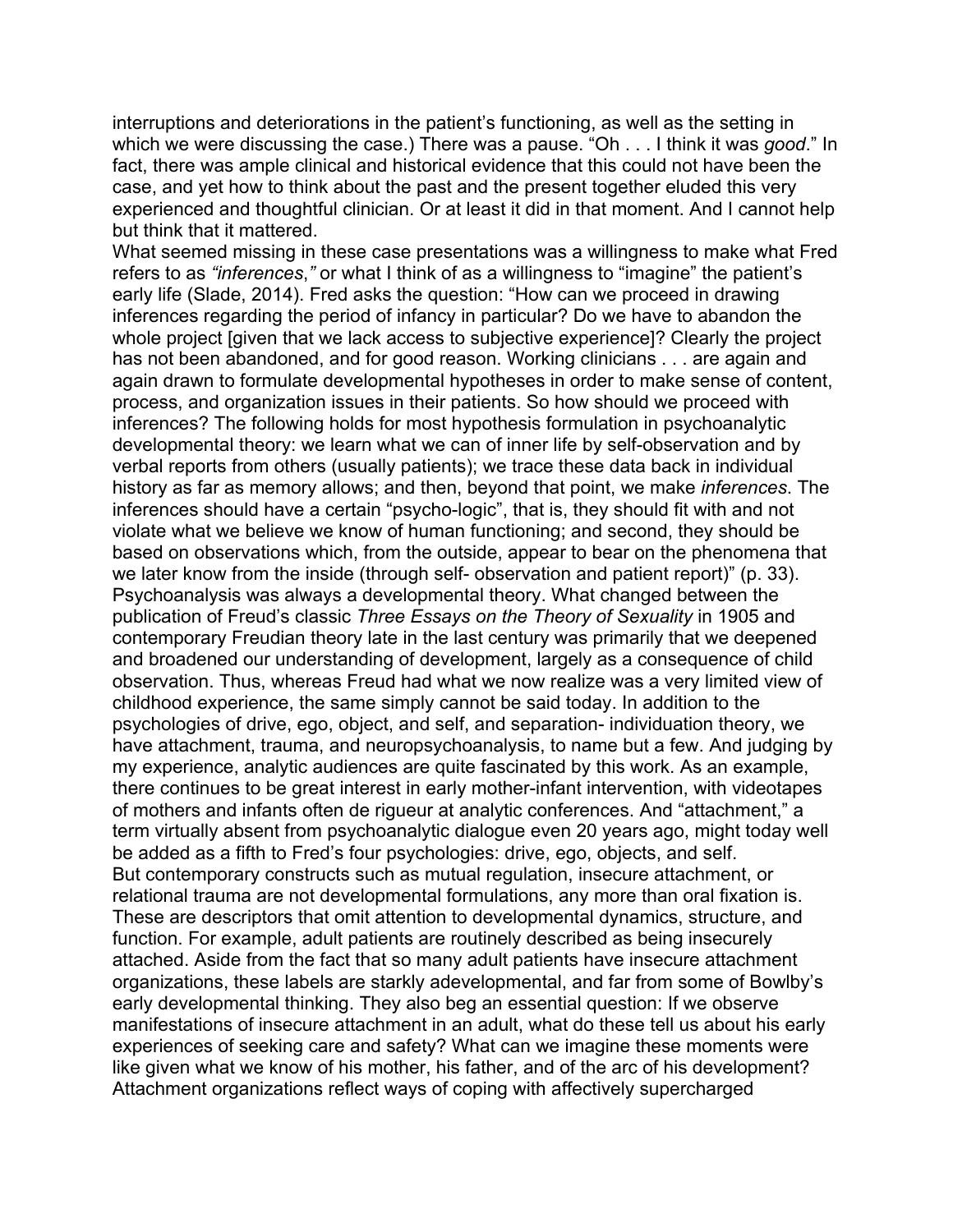interruptions and deteriorations in the patient's functioning, as well as the setting in which we were discussing the case.) There was a pause. "Oh . . . I think it was *good*." In fact, there was ample clinical and historical evidence that this could not have been the case, and yet how to think about the past and the present together eluded this very experienced and thoughtful clinician. Or at least it did in that moment. And I cannot help but think that it mattered.

What seemed missing in these case presentations was a willingness to make what Fred refers to as *"inferences*,*"* or what I think of as a willingness to "imagine" the patient's early life (Slade, 2014). Fred asks the question: "How can we proceed in drawing inferences regarding the period of infancy in particular? Do we have to abandon the whole project [given that we lack access to subjective experience]? Clearly the project has not been abandoned, and for good reason. Working clinicians . . . are again and again drawn to formulate developmental hypotheses in order to make sense of content, process, and organization issues in their patients. So how should we proceed with inferences? The following holds for most hypothesis formulation in psychoanalytic developmental theory: we learn what we can of inner life by self-observation and by verbal reports from others (usually patients); we trace these data back in individual history as far as memory allows; and then, beyond that point, we make *inferences*. The inferences should have a certain "psycho-logic", that is, they should fit with and not violate what we believe we know of human functioning; and second, they should be based on observations which, from the outside, appear to bear on the phenomena that we later know from the inside (through self- observation and patient report)" (p. 33).

Psychoanalysis was always a developmental theory. What changed between the publication of Freud's classic *Three Essays on the Theory of Sexuality* in 1905 and contemporary Freudian theory late in the last century was primarily that we deepened and broadened our understanding of development, largely as a consequence of child observation. Thus, whereas Freud had what we now realize was a very limited view of childhood experience, the same simply cannot be said today. In addition to the psychologies of drive, ego, object, and self, and separation- individuation theory, we have attachment, trauma, and neuropsychoanalysis, to name but a few. And judging by my experience, analytic audiences are quite fascinated by this work. As an example, there continues to be great interest in early mother-infant intervention, with videotapes of mothers and infants often de rigueur at analytic conferences. And "attachment," a term virtually absent from psychoanalytic dialogue even 20 years ago, might today well be added as a fifth to Fred's four psychologies: drive, ego, objects, and self.

But contemporary constructs such as mutual regulation, insecure attachment, or relational trauma are not developmental formulations, any more than oral fixation is. These are descriptors that omit attention to developmental dynamics, structure, and function. For example, adult patients are routinely described as being insecurely attached. Aside from the fact that so many adult patients have insecure attachment organizations, these labels are starkly adevelopmental, and far from some of Bowlby's early developmental thinking. They also beg an essential question: If we observe manifestations of insecure attachment in an adult, what do these tell us about his early experiences of seeking care and safety? What can we imagine these moments were like given what we know of his mother, his father, and of the arc of his development? Attachment organizations reflect ways of coping with affectively supercharged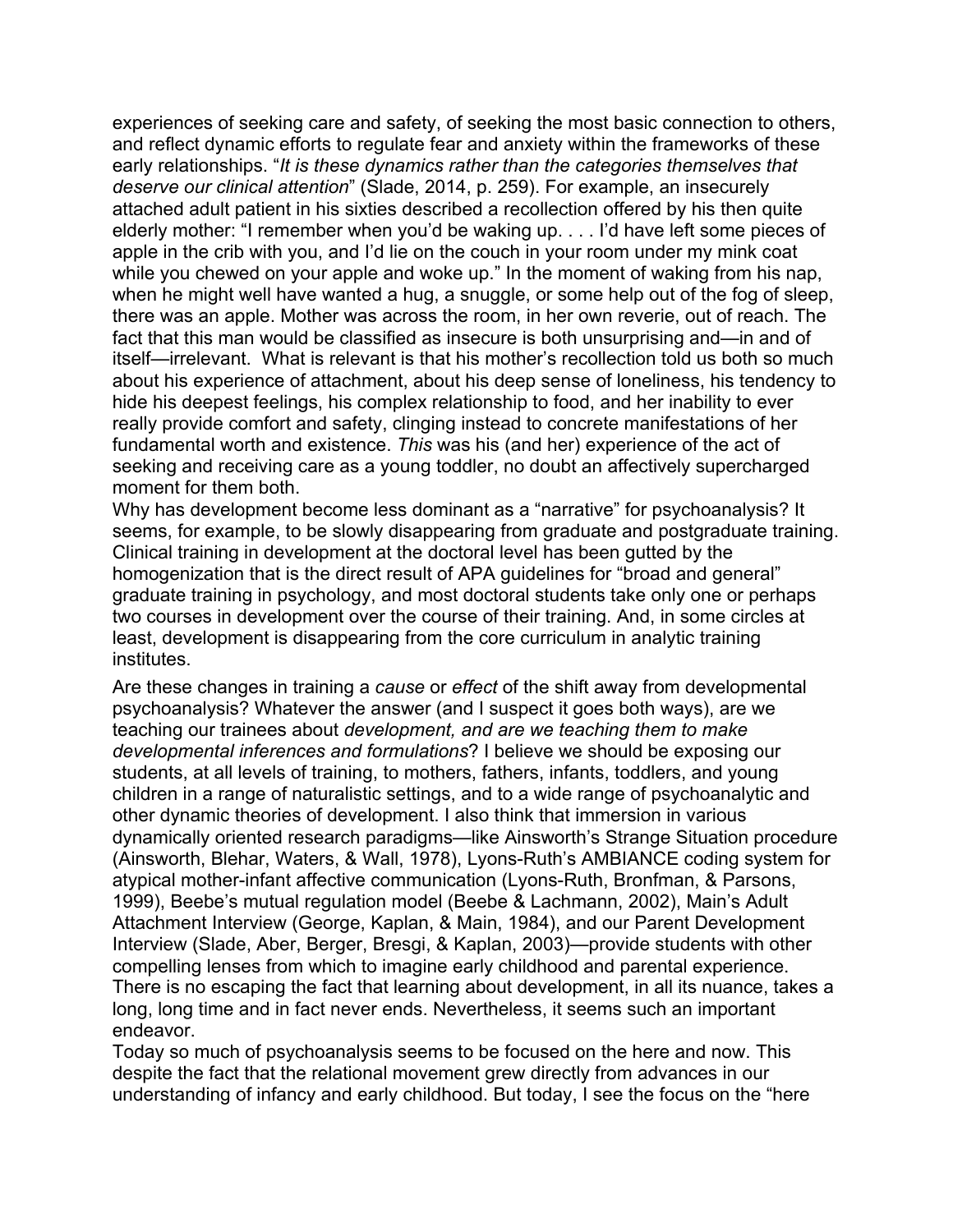experiences of seeking care and safety, of seeking the most basic connection to others, and reflect dynamic efforts to regulate fear and anxiety within the frameworks of these early relationships. "*It is these dynamics rather than the categories themselves that deserve our clinical attention*" (Slade, 2014, p. 259). For example, an insecurely attached adult patient in his sixties described a recollection offered by his then quite elderly mother: "I remember when you'd be waking up. . . . I'd have left some pieces of apple in the crib with you, and I'd lie on the couch in your room under my mink coat while you chewed on your apple and woke up." In the moment of waking from his nap, when he might well have wanted a hug, a snuggle, or some help out of the fog of sleep, there was an apple. Mother was across the room, in her own reverie, out of reach. The fact that this man would be classified as insecure is both unsurprising and—in and of itself—irrelevant. What is relevant is that his mother's recollection told us both so much about his experience of attachment, about his deep sense of loneliness, his tendency to hide his deepest feelings, his complex relationship to food, and her inability to ever really provide comfort and safety, clinging instead to concrete manifestations of her fundamental worth and existence. *This* was his (and her) experience of the act of seeking and receiving care as a young toddler, no doubt an affectively supercharged moment for them both.

Why has development become less dominant as a "narrative" for psychoanalysis? It seems, for example, to be slowly disappearing from graduate and postgraduate training. Clinical training in development at the doctoral level has been gutted by the homogenization that is the direct result of APA guidelines for "broad and general" graduate training in psychology, and most doctoral students take only one or perhaps two courses in development over the course of their training. And, in some circles at least, development is disappearing from the core curriculum in analytic training institutes.

Are these changes in training a *cause* or *effect* of the shift away from developmental psychoanalysis? Whatever the answer (and I suspect it goes both ways), are we teaching our trainees about *development, and are we teaching them to make developmental inferences and formulations*? I believe we should be exposing our students, at all levels of training, to mothers, fathers, infants, toddlers, and young children in a range of naturalistic settings, and to a wide range of psychoanalytic and other dynamic theories of development. I also think that immersion in various dynamically oriented research paradigms—like Ainsworth's Strange Situation procedure (Ainsworth, Blehar, Waters, & Wall, 1978), Lyons-Ruth's AMBIANCE coding system for atypical mother-infant affective communication (Lyons-Ruth, Bronfman, & Parsons, 1999), Beebe's mutual regulation model (Beebe & Lachmann, 2002), Main's Adult Attachment Interview (George, Kaplan, & Main, 1984), and our Parent Development Interview (Slade, Aber, Berger, Bresgi, & Kaplan, 2003)—provide students with other compelling lenses from which to imagine early childhood and parental experience. There is no escaping the fact that learning about development, in all its nuance, takes a long, long time and in fact never ends. Nevertheless, it seems such an important endeavor.

Today so much of psychoanalysis seems to be focused on the here and now. This despite the fact that the relational movement grew directly from advances in our understanding of infancy and early childhood. But today, I see the focus on the "here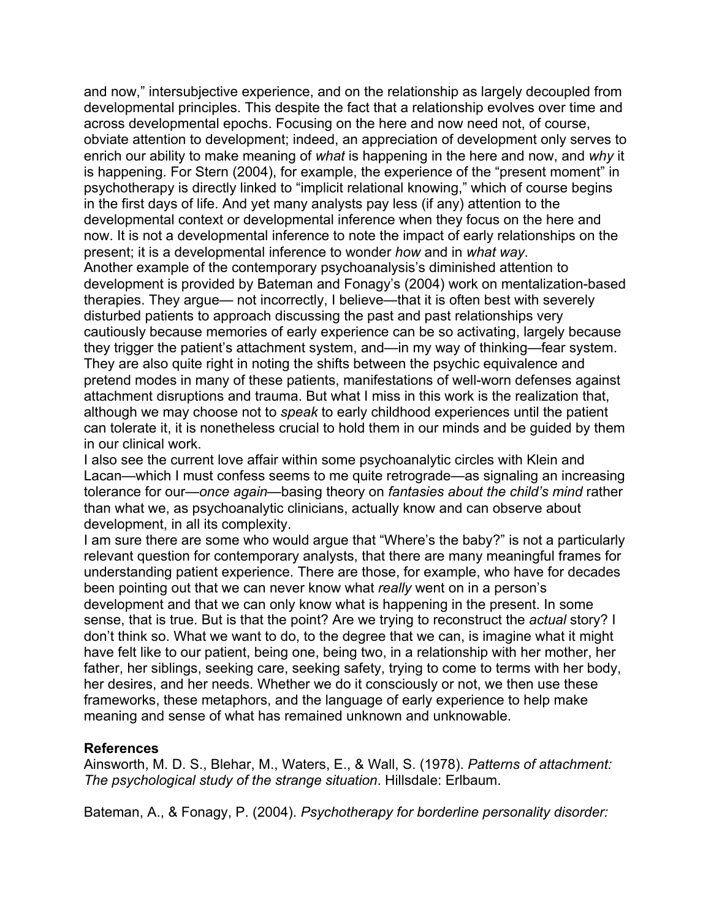and now," intersubjective experience, and on the relationship as largely decoupled from developmental principles. This despite the fact that a relationship evolves over time and across developmental epochs. Focusing on the here and now need not, of course, obviate attention to development; indeed, an appreciation of development only serves to enrich our ability to make meaning of *what* is happening in the here and now, and *why* it is happening. For Stern (2004), for example, the experience of the "present moment" in psychotherapy is directly linked to "implicit relational knowing," which of course begins in the first days of life. And yet many analysts pay less (if any) attention to the developmental context or developmental inference when they focus on the here and now. It is not a developmental inference to note the impact of early relationships on the present; it is a developmental inference to wonder *how* and in *what way*.

Another example of the contemporary psychoanalysis's diminished attention to development is provided by Bateman and Fonagy's (2004) work on mentalization-based therapies. They argue— not incorrectly, I believe—that it is often best with severely disturbed patients to approach discussing the past and past relationships very cautiously because memories of early experience can be so activating, largely because they trigger the patient's attachment system, and—in my way of thinking—fear system. They are also quite right in noting the shifts between the psychic equivalence and pretend modes in many of these patients, manifestations of well-worn defenses against attachment disruptions and trauma. But what I miss in this work is the realization that, although we may choose not to *speak* to early childhood experiences until the patient can tolerate it, it is nonetheless crucial to hold them in our minds and be guided by them in our clinical work.

I also see the current love affair within some psychoanalytic circles with Klein and Lacan—which I must confess seems to me quite retrograde—as signaling an increasing tolerance for our—*once again*—basing theory on *fantasies about the child's mind* rather than what we, as psychoanalytic clinicians, actually know and can observe about development, in all its complexity.

I am sure there are some who would argue that "Where's the baby?" is not a particularly relevant question for contemporary analysts, that there are many meaningful frames for understanding patient experience. There are those, for example, who have for decades been pointing out that we can never know what *really* went on in a person's development and that we can only know what is happening in the present. In some sense, that is true. But is that the point? Are we trying to reconstruct the *actual* story? I don't think so. What we want to do, to the degree that we can, is imagine what it might have felt like to our patient, being one, being two, in a relationship with her mother, her father, her siblings, seeking care, seeking safety, trying to come to terms with her body, her desires, and her needs. Whether we do it consciously or not, we then use these frameworks, these metaphors, and the language of early experience to help make meaning and sense of what has remained unknown and unknowable.

**References**

Ainsworth, M. D. S., Blehar, M., Waters, E., & Wall, S. (1978). *Patterns of attachment: The psychological study of the strange situation*. Hillsdale: Erlbaum.

Bateman, A., & Fonagy, P. (2004). *Psychotherapy for borderline personality disorder:*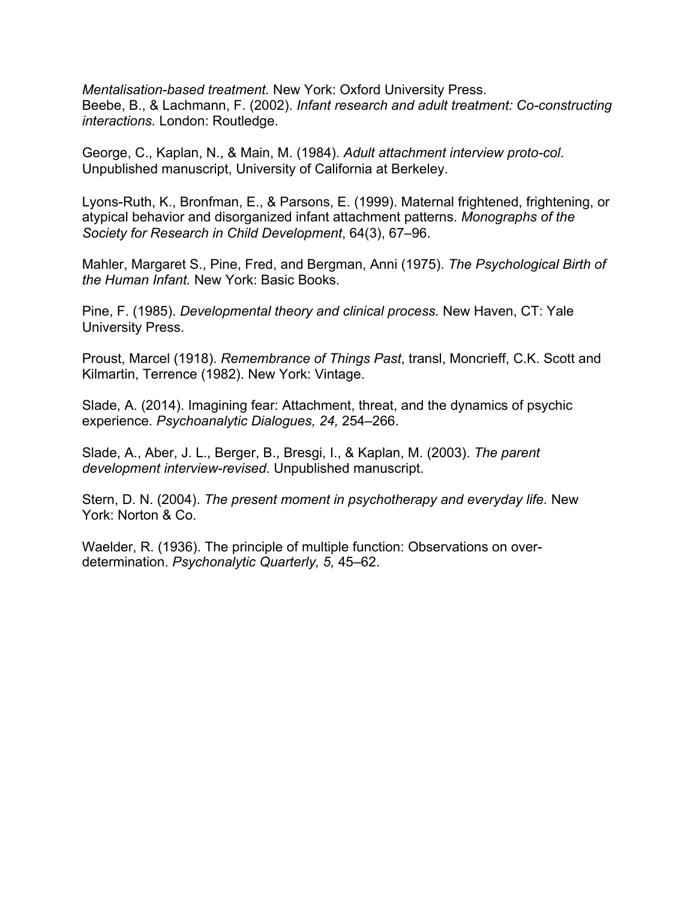*Mentalisation-based treatment.* New York: Oxford University Press.
Beebe, B., & Lachmann, F. (2002). *Infant research and adult treatment: Co-constructing interactions.* London: Routledge.

George, C., Kaplan, N., & Main, M. (1984). *Adult attachment interview proto-col*. Unpublished manuscript, University of California at Berkeley.

Lyons-Ruth, K., Bronfman, E., & Parsons, E. (1999). Maternal frightened, frightening, or atypical behavior and disorganized infant attachment patterns. *Monographs of the Society for Research in Child Development*, 64(3), 67–96.

Mahler, Margaret S., Pine, Fred, and Bergman, Anni (1975). *The Psychological Birth of the Human Infant.* New York: Basic Books.

Pine, F. (1985). *Developmental theory and clinical process.* New Haven, CT: Yale University Press.

Proust, Marcel (1918). *Remembrance of Things Past*, transl, Moncrieff, C.K. Scott and Kilmartin, Terrence (1982). New York: Vintage.

Slade, A. (2014). Imagining fear: Attachment, threat, and the dynamics of psychic experience. *Psychoanalytic Dialogues, 24,* 254–266.

Slade, A., Aber, J. L., Berger, B., Bresgi, I., & Kaplan, M. (2003). *The parent development interview-revised.* Unpublished manuscript.

Stern, D. N. (2004). *The present moment in psychotherapy and everyday life.* New York: Norton & Co.

Waelder, R. (1936). The principle of multiple function: Observations on over-determination. *Psychonalytic Quarterly, 5,* 45–62.